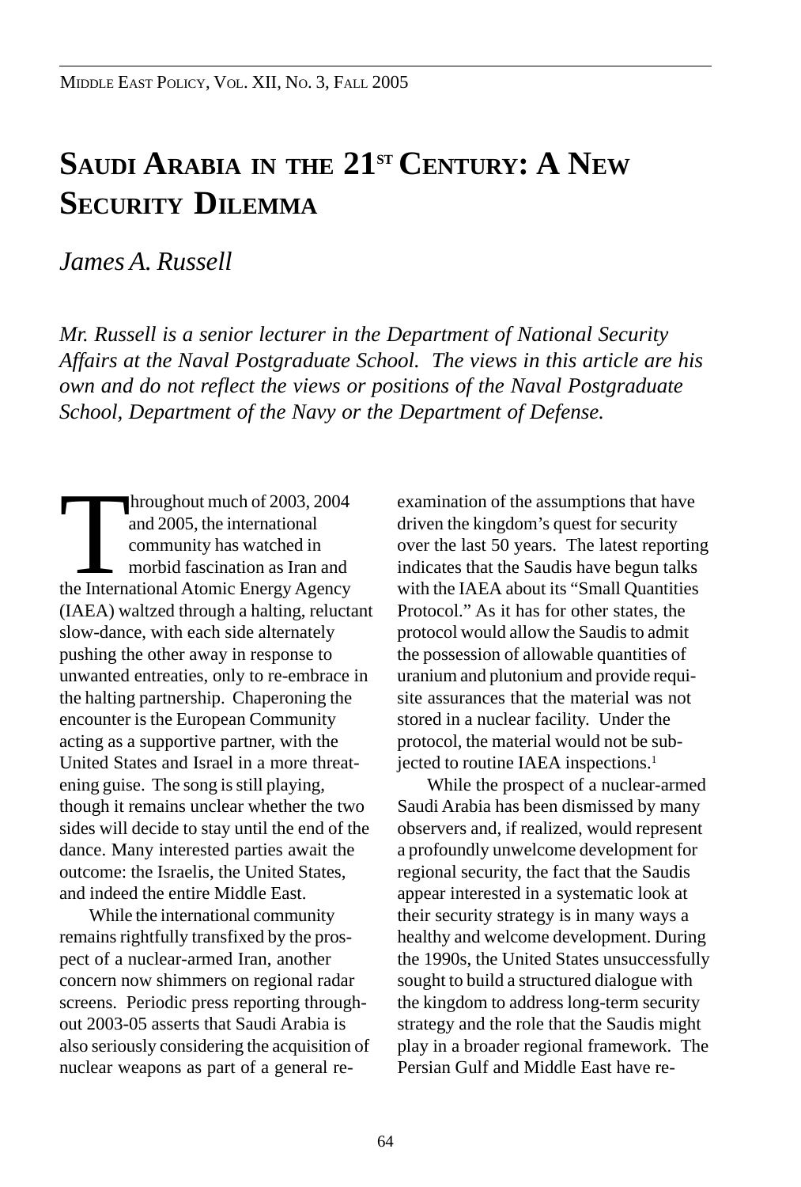# Saudi Arabia in the 21st Century: A New Security Dilemma

*James A. Russell*

*Mr. Russell is a senior lecturer in the Department of National Security Affairs at the Naval Postgraduate School. The views in this article are his own and do not reflect the views or positions of the Naval Postgraduate School, Department of the Navy or the Department of Defense.*

Throughout much of 2003, 2004 and 2005, the international community has watched in morbid fascination as Iran and the International Atomic Energy Agency (IAEA) waltzed through a halting, reluctant slow-dance, with each side alternately pushing the other away in response to unwanted entreaties, only to re-embrace in the halting partnership. Chaperoning the encounter is the European Community acting as a supportive partner, with the United States and Israel in a more threatening guise. The song is still playing, though it remains unclear whether the two sides will decide to stay until the end of the dance. Many interested parties await the outcome: the Israelis, the United States, and indeed the entire Middle East.

While the international community remains rightfully transfixed by the prospect of a nuclear-armed Iran, another concern now shimmers on regional radar screens. Periodic press reporting throughout 2003-05 asserts that Saudi Arabia is also seriously considering the acquisition of nuclear weapons as part of a general reexamination of the assumptions that have driven the kingdom's quest for security over the last 50 years. The latest reporting indicates that the Saudis have begun talks with the IAEA about its "Small Quantities Protocol." As it has for other states, the protocol would allow the Saudis to admit the possession of allowable quantities of uranium and plutonium and provide requisite assurances that the material was not stored in a nuclear facility. Under the protocol, the material would not be subjected to routine IAEA inspections.[1]

While the prospect of a nuclear-armed Saudi Arabia has been dismissed by many observers and, if realized, would represent a profoundly unwelcome development for regional security, the fact that the Saudis appear interested in a systematic look at their security strategy is in many ways a healthy and welcome development. During the 1990s, the United States unsuccessfully sought to build a structured dialogue with the kingdom to address long-term security strategy and the role that the Saudis might play in a broader regional framework. The Persian Gulf and Middle East have re-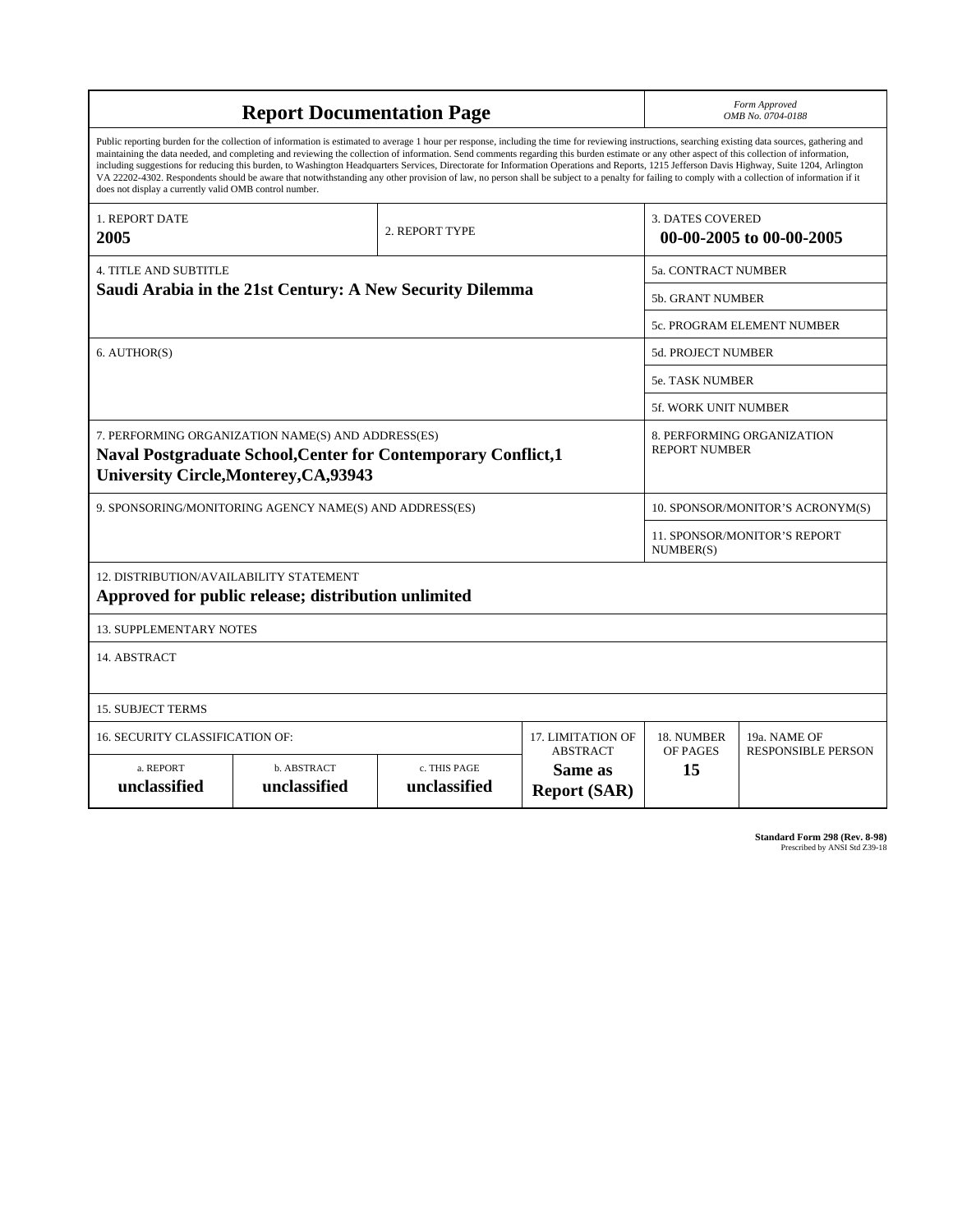| **Report Documentation Page** | | | | | *Form Approved* *OMB No. 0704-0188* |
|---|---|---|---|---|---|
| Public reporting burden for the collection of information is estimated to average 1 hour per response, including the time for reviewing instructions, searching existing data sources, gathering and maintaining the data needed, and completing and reviewing the collection of information. Send comments regarding this burden estimate or any other aspect of this collection of information, including suggestions for reducing this burden, to Washington Headquarters Services, Directorate for Information Operations and Reports, 1215 Jefferson Davis Highway, Suite 1204, Arlington VA 22202-4302. Respondents should be aware that notwithstanding any other provision of law, no person shall be subject to a penalty for failing to comply with a collection of information if it does not display a currently valid OMB control number. | | | | | |
| 1. REPORT DATE **2005** | | 2. REPORT TYPE | | 3. DATES COVERED **00-00-2005 to 00-00-2005** | |
| 4. TITLE AND SUBTITLE **Saudi Arabia in the 21st Century: A New Security Dilemma** | | | | 5a. CONTRACT NUMBER | |
| | | | | 5b. GRANT NUMBER | |
| | | | | 5c. PROGRAM ELEMENT NUMBER | |
| 6. AUTHOR(S) | | | | 5d. PROJECT NUMBER | |
| | | | | 5e. TASK NUMBER | |
| | | | | 5f. WORK UNIT NUMBER | |
| 7. PERFORMING ORGANIZATION NAME(S) AND ADDRESS(ES) **Naval Postgraduate School,Center for Contemporary Conflict,1 University Circle,Monterey,CA,93943** | | | | 8. PERFORMING ORGANIZATION REPORT NUMBER | |
| 9. SPONSORING/MONITORING AGENCY NAME(S) AND ADDRESS(ES) | | | | 10. SPONSOR/MONITOR'S ACRONYM(S) | |
| | | | | 11. SPONSOR/MONITOR'S REPORT NUMBER(S) | |
| 12. DISTRIBUTION/AVAILABILITY STATEMENT **Approved for public release; distribution unlimited** | | | | | |
| 13. SUPPLEMENTARY NOTES | | | | | |
| 14. ABSTRACT | | | | | |
| 15. SUBJECT TERMS | | | | | |
| 16. SECURITY CLASSIFICATION OF: | | | 17. LIMITATION OF ABSTRACT | 18. NUMBER OF PAGES | 19a. NAME OF RESPONSIBLE PERSON |
| a. REPORT **unclassified** | b. ABSTRACT **unclassified** | c. THIS PAGE **unclassified** | **Same as Report (SAR)** | **15** | |

**Standard Form 298 (Rev. 8-98)**
Prescribed by ANSI Std Z39-18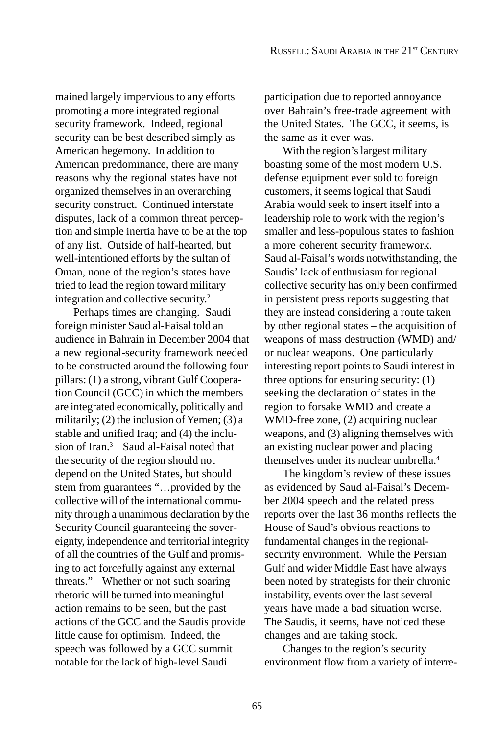mained largely impervious to any efforts promoting a more integrated regional security framework. Indeed, regional security can be best described simply as American hegemony. In addition to American predominance, there are many reasons why the regional states have not organized themselves in an overarching security construct. Continued interstate disputes, lack of a common threat perception and simple inertia have to be at the top of any list. Outside of half-hearted, but well-intentioned efforts by the sultan of Oman, none of the region's states have tried to lead the region toward military integration and collective security.[2]

Perhaps times are changing. Saudi foreign minister Saud al-Faisal told an audience in Bahrain in December 2004 that a new regional-security framework needed to be constructed around the following four pillars: (1) a strong, vibrant Gulf Cooperation Council (GCC) in which the members are integrated economically, politically and militarily; (2) the inclusion of Yemen; (3) a stable and unified Iraq; and (4) the inclusion of Iran.[3] Saud al-Faisal noted that the security of the region should not depend on the United States, but should stem from guarantees "…provided by the collective will of the international community through a unanimous declaration by the Security Council guaranteeing the sovereignty, independence and territorial integrity of all the countries of the Gulf and promising to act forcefully against any external threats." Whether or not such soaring rhetoric will be turned into meaningful action remains to be seen, but the past actions of the GCC and the Saudis provide little cause for optimism. Indeed, the speech was followed by a GCC summit notable for the lack of high-level Saudi participation due to reported annoyance over Bahrain's free-trade agreement with the United States. The GCC, it seems, is the same as it ever was.

With the region's largest military boasting some of the most modern U.S. defense equipment ever sold to foreign customers, it seems logical that Saudi Arabia would seek to insert itself into a leadership role to work with the region's smaller and less-populous states to fashion a more coherent security framework. Saud al-Faisal's words notwithstanding, the Saudis' lack of enthusiasm for regional collective security has only been confirmed in persistent press reports suggesting that they are instead considering a route taken by other regional states – the acquisition of weapons of mass destruction (WMD) and/or nuclear weapons. One particularly interesting report points to Saudi interest in three options for ensuring security: (1) seeking the declaration of states in the region to forsake WMD and create a WMD-free zone, (2) acquiring nuclear weapons, and (3) aligning themselves with an existing nuclear power and placing themselves under its nuclear umbrella.[4]

The kingdom's review of these issues as evidenced by Saud al-Faisal's December 2004 speech and the related press reports over the last 36 months reflects the House of Saud's obvious reactions to fundamental changes in the regional-security environment. While the Persian Gulf and wider Middle East have always been noted by strategists for their chronic instability, events over the last several years have made a bad situation worse. The Saudis, it seems, have noticed these changes and are taking stock.

Changes to the region's security environment flow from a variety of interre-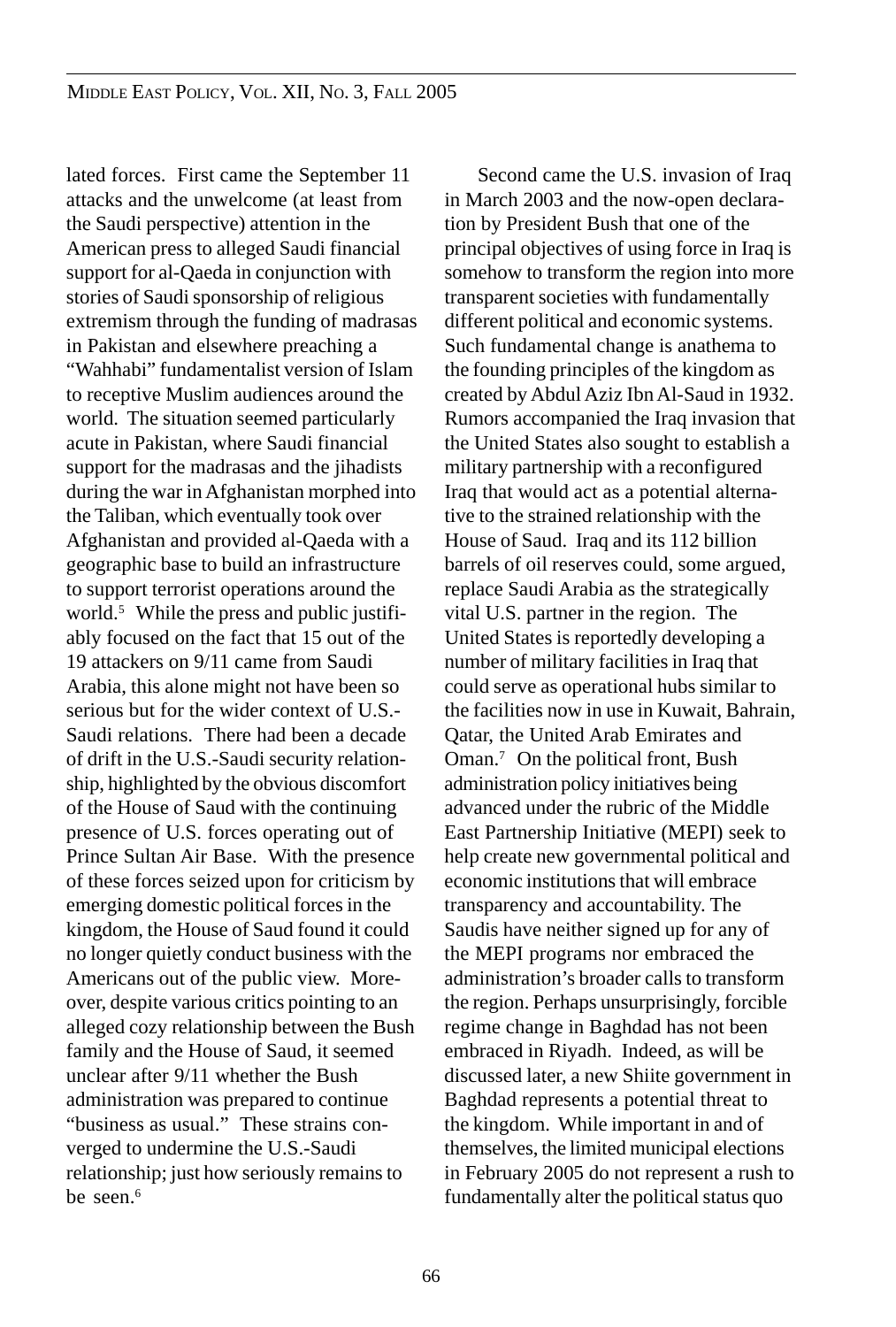lated forces. First came the September 11 attacks and the unwelcome (at least from the Saudi perspective) attention in the American press to alleged Saudi financial support for al-Qaeda in conjunction with stories of Saudi sponsorship of religious extremism through the funding of madrasas in Pakistan and elsewhere preaching a "Wahhabi" fundamentalist version of Islam to receptive Muslim audiences around the world. The situation seemed particularly acute in Pakistan, where Saudi financial support for the madrasas and the jihadists during the war in Afghanistan morphed into the Taliban, which eventually took over Afghanistan and provided al-Qaeda with a geographic base to build an infrastructure to support terrorist operations around the world.[5] While the press and public justifiably focused on the fact that 15 out of the 19 attackers on 9/11 came from Saudi Arabia, this alone might not have been so serious but for the wider context of U.S.-Saudi relations. There had been a decade of drift in the U.S.-Saudi security relationship, highlighted by the obvious discomfort of the House of Saud with the continuing presence of U.S. forces operating out of Prince Sultan Air Base. With the presence of these forces seized upon for criticism by emerging domestic political forces in the kingdom, the House of Saud found it could no longer quietly conduct business with the Americans out of the public view. Moreover, despite various critics pointing to an alleged cozy relationship between the Bush family and the House of Saud, it seemed unclear after 9/11 whether the Bush administration was prepared to continue "business as usual." These strains converged to undermine the U.S.-Saudi relationship; just how seriously remains to be seen.[6]

Second came the U.S. invasion of Iraq in March 2003 and the now-open declaration by President Bush that one of the principal objectives of using force in Iraq is somehow to transform the region into more transparent societies with fundamentally different political and economic systems. Such fundamental change is anathema to the founding principles of the kingdom as created by Abdul Aziz Ibn Al-Saud in 1932. Rumors accompanied the Iraq invasion that the United States also sought to establish a military partnership with a reconfigured Iraq that would act as a potential alternative to the strained relationship with the House of Saud. Iraq and its 112 billion barrels of oil reserves could, some argued, replace Saudi Arabia as the strategically vital U.S. partner in the region. The United States is reportedly developing a number of military facilities in Iraq that could serve as operational hubs similar to the facilities now in use in Kuwait, Bahrain, Qatar, the United Arab Emirates and Oman.[7] On the political front, Bush administration policy initiatives being advanced under the rubric of the Middle East Partnership Initiative (MEPI) seek to help create new governmental political and economic institutions that will embrace transparency and accountability. The Saudis have neither signed up for any of the MEPI programs nor embraced the administration's broader calls to transform the region. Perhaps unsurprisingly, forcible regime change in Baghdad has not been embraced in Riyadh. Indeed, as will be discussed later, a new Shiite government in Baghdad represents a potential threat to the kingdom. While important in and of themselves, the limited municipal elections in February 2005 do not represent a rush to fundamentally alter the political status quo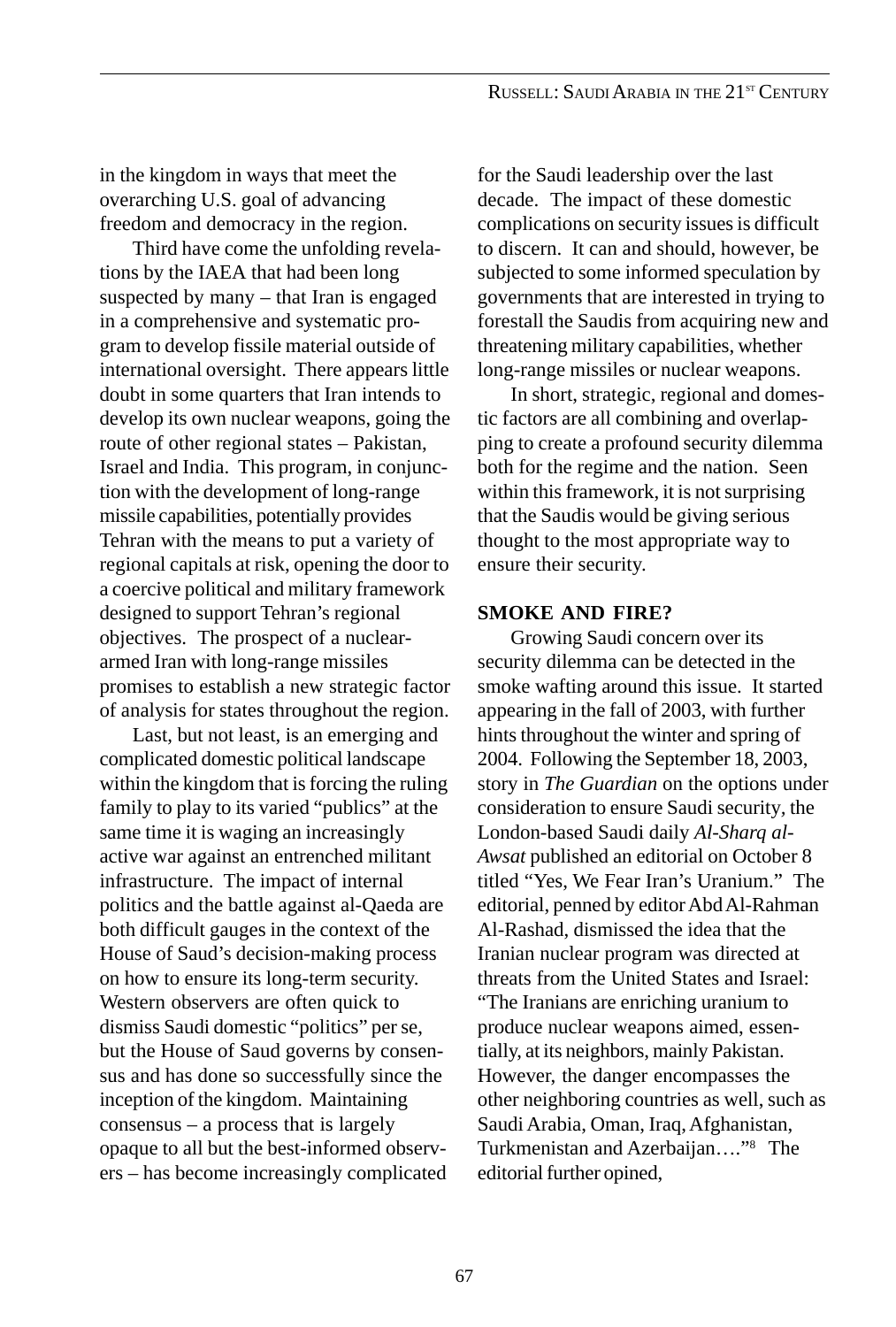in the kingdom in ways that meet the overarching U.S. goal of advancing freedom and democracy in the region.

Third have come the unfolding revelations by the IAEA that had been long suspected by many – that Iran is engaged in a comprehensive and systematic program to develop fissile material outside of international oversight. There appears little doubt in some quarters that Iran intends to develop its own nuclear weapons, going the route of other regional states – Pakistan, Israel and India. This program, in conjunction with the development of long-range missile capabilities, potentially provides Tehran with the means to put a variety of regional capitals at risk, opening the door to a coercive political and military framework designed to support Tehran's regional objectives. The prospect of a nuclear-armed Iran with long-range missiles promises to establish a new strategic factor of analysis for states throughout the region.

Last, but not least, is an emerging and complicated domestic political landscape within the kingdom that is forcing the ruling family to play to its varied "publics" at the same time it is waging an increasingly active war against an entrenched militant infrastructure. The impact of internal politics and the battle against al-Qaeda are both difficult gauges in the context of the House of Saud's decision-making process on how to ensure its long-term security. Western observers are often quick to dismiss Saudi domestic "politics" per se, but the House of Saud governs by consensus and has done so successfully since the inception of the kingdom. Maintaining consensus – a process that is largely opaque to all but the best-informed observers – has become increasingly complicated for the Saudi leadership over the last decade. The impact of these domestic complications on security issues is difficult to discern. It can and should, however, be subjected to some informed speculation by governments that are interested in trying to forestall the Saudis from acquiring new and threatening military capabilities, whether long-range missiles or nuclear weapons.

In short, strategic, regional and domestic factors are all combining and overlapping to create a profound security dilemma both for the regime and the nation. Seen within this framework, it is not surprising that the Saudis would be giving serious thought to the most appropriate way to ensure their security.

## SMOKE AND FIRE?

Growing Saudi concern over its security dilemma can be detected in the smoke wafting around this issue. It started appearing in the fall of 2003, with further hints throughout the winter and spring of 2004. Following the September 18, 2003, story in *The Guardian* on the options under consideration to ensure Saudi security, the London-based Saudi daily *Al-Sharq al-Awsat* published an editorial on October 8 titled "Yes, We Fear Iran's Uranium." The editorial, penned by editor Abd Al-Rahman Al-Rashad, dismissed the idea that the Iranian nuclear program was directed at threats from the United States and Israel: "The Iranians are enriching uranium to produce nuclear weapons aimed, essentially, at its neighbors, mainly Pakistan. However, the danger encompasses the other neighboring countries as well, such as Saudi Arabia, Oman, Iraq, Afghanistan, Turkmenistan and Azerbaijan…."[8] The editorial further opined,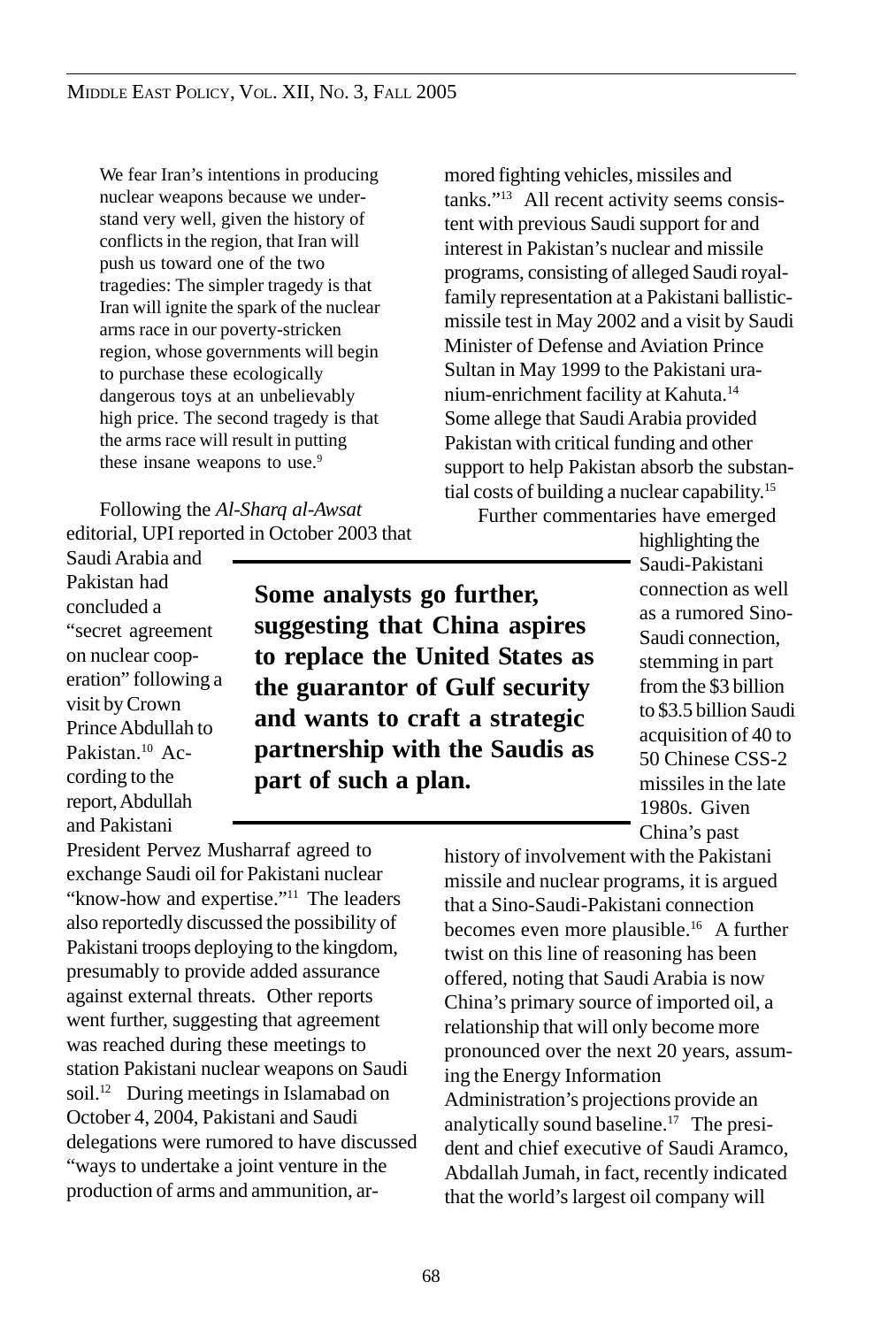> We fear Iran's intentions in producing nuclear weapons because we understand very well, given the history of conflicts in the region, that Iran will push us toward one of the two tragedies: The simpler tragedy is that Iran will ignite the spark of the nuclear arms race in our poverty-stricken region, whose governments will begin to purchase these ecologically dangerous toys at an unbelievably high price. The second tragedy is that the arms race will result in putting these insane weapons to use.[9]

Following the *Al-Sharq al-Awsat* editorial, UPI reported in October 2003 that Saudi Arabia and Pakistan had concluded a "secret agreement on nuclear cooperation" following a visit by Crown Prince Abdullah to Pakistan.[10] According to the report, Abdullah and Pakistani President Pervez Musharraf agreed to exchange Saudi oil for Pakistani nuclear "know-how and expertise."[11] The leaders also reportedly discussed the possibility of Pakistani troops deploying to the kingdom, presumably to provide added assurance against external threats. Other reports went further, suggesting that agreement was reached during these meetings to station Pakistani nuclear weapons on Saudi soil.[12] During meetings in Islamabad on October 4, 2004, Pakistani and Saudi delegations were rumored to have discussed "ways to undertake a joint venture in the production of arms and ammunition, armored fighting vehicles, missiles and tanks."[13] All recent activity seems consistent with previous Saudi support for and interest in Pakistan's nuclear and missile programs, consisting of alleged Saudi royal-family representation at a Pakistani ballistic-missile test in May 2002 and a visit by Saudi Minister of Defense and Aviation Prince Sultan in May 1999 to the Pakistani uranium-enrichment facility at Kahuta.[14] Some allege that Saudi Arabia provided Pakistan with critical funding and other support to help Pakistan absorb the substantial costs of building a nuclear capability.[15]

**Some analysts go further, suggesting that China aspires to replace the United States as the guarantor of Gulf security and wants to craft a strategic partnership with the Saudis as part of such a plan.**

Further commentaries have emerged highlighting the Saudi-Pakistani connection as well as a rumored Sino-Saudi connection, stemming in part from the $3 billion to $3.5 billion Saudi acquisition of 40 to 50 Chinese CSS-2 missiles in the late 1980s. Given China's past history of involvement with the Pakistani missile and nuclear programs, it is argued that a Sino-Saudi-Pakistani connection becomes even more plausible.[16] A further twist on this line of reasoning has been offered, noting that Saudi Arabia is now China's primary source of imported oil, a relationship that will only become more pronounced over the next 20 years, assuming the Energy Information Administration's projections provide an analytically sound baseline.[17] The president and chief executive of Saudi Aramco, Abdallah Jumah, in fact, recently indicated that the world's largest oil company will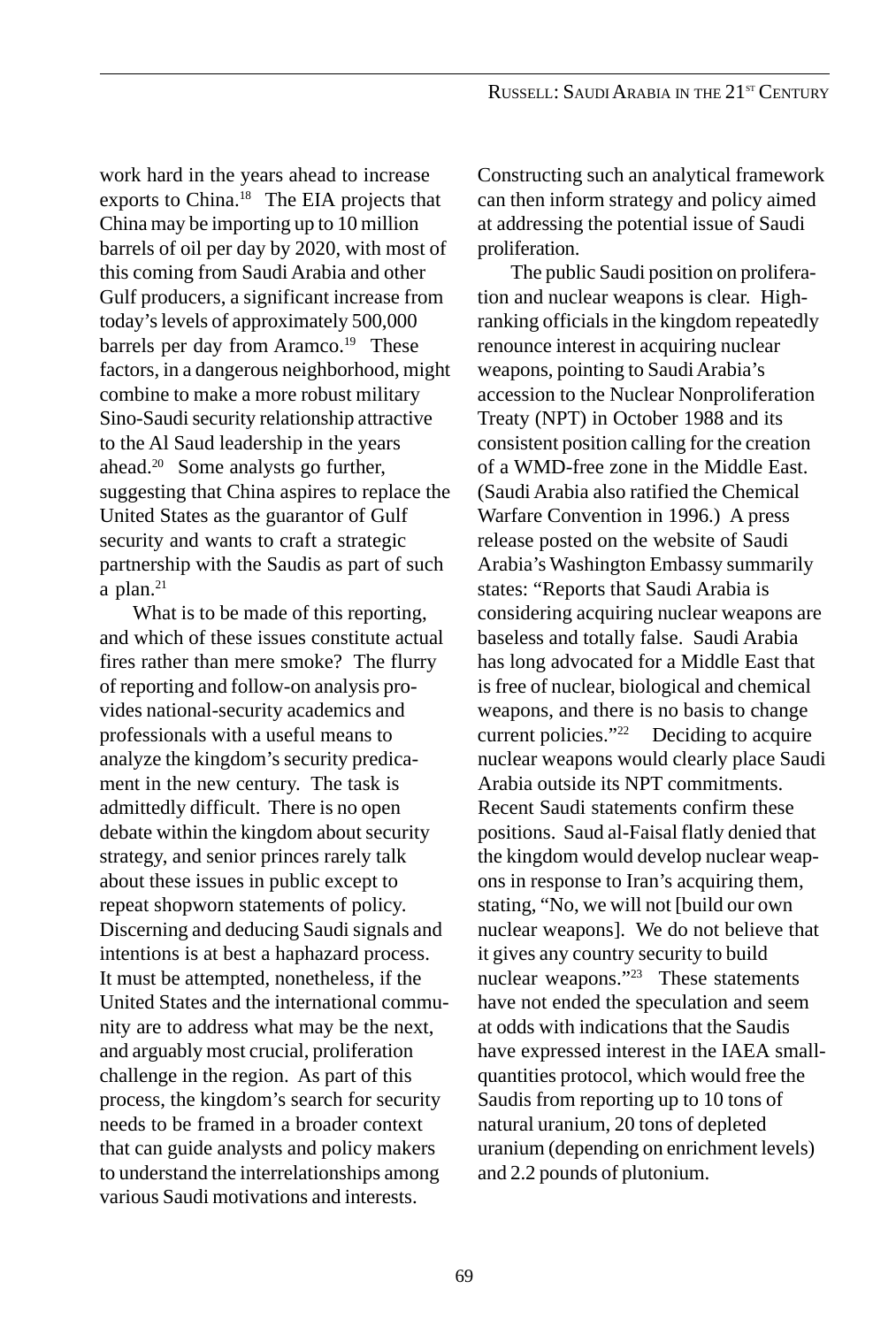work hard in the years ahead to increase exports to China.[18] The EIA projects that China may be importing up to 10 million barrels of oil per day by 2020, with most of this coming from Saudi Arabia and other Gulf producers, a significant increase from today's levels of approximately 500,000 barrels per day from Aramco.[19] These factors, in a dangerous neighborhood, might combine to make a more robust military Sino-Saudi security relationship attractive to the Al Saud leadership in the years ahead.[20] Some analysts go further, suggesting that China aspires to replace the United States as the guarantor of Gulf security and wants to craft a strategic partnership with the Saudis as part of such a plan.[21]

What is to be made of this reporting, and which of these issues constitute actual fires rather than mere smoke? The flurry of reporting and follow-on analysis provides national-security academics and professionals with a useful means to analyze the kingdom's security predicament in the new century. The task is admittedly difficult. There is no open debate within the kingdom about security strategy, and senior princes rarely talk about these issues in public except to repeat shopworn statements of policy. Discerning and deducing Saudi signals and intentions is at best a haphazard process. It must be attempted, nonetheless, if the United States and the international community are to address what may be the next, and arguably most crucial, proliferation challenge in the region. As part of this process, the kingdom's search for security needs to be framed in a broader context that can guide analysts and policy makers to understand the interrelationships among various Saudi motivations and interests. Constructing such an analytical framework can then inform strategy and policy aimed at addressing the potential issue of Saudi proliferation.

The public Saudi position on proliferation and nuclear weapons is clear. High-ranking officials in the kingdom repeatedly renounce interest in acquiring nuclear weapons, pointing to Saudi Arabia's accession to the Nuclear Nonproliferation Treaty (NPT) in October 1988 and its consistent position calling for the creation of a WMD-free zone in the Middle East. (Saudi Arabia also ratified the Chemical Warfare Convention in 1996.) A press release posted on the website of Saudi Arabia's Washington Embassy summarily states: "Reports that Saudi Arabia is considering acquiring nuclear weapons are baseless and totally false. Saudi Arabia has long advocated for a Middle East that is free of nuclear, biological and chemical weapons, and there is no basis to change current policies."[22] Deciding to acquire nuclear weapons would clearly place Saudi Arabia outside its NPT commitments. Recent Saudi statements confirm these positions. Saud al-Faisal flatly denied that the kingdom would develop nuclear weapons in response to Iran's acquiring them, stating, "No, we will not [build our own nuclear weapons]. We do not believe that it gives any country security to build nuclear weapons."[23] These statements have not ended the speculation and seem at odds with indications that the Saudis have expressed interest in the IAEA small-quantities protocol, which would free the Saudis from reporting up to 10 tons of natural uranium, 20 tons of depleted uranium (depending on enrichment levels) and 2.2 pounds of plutonium.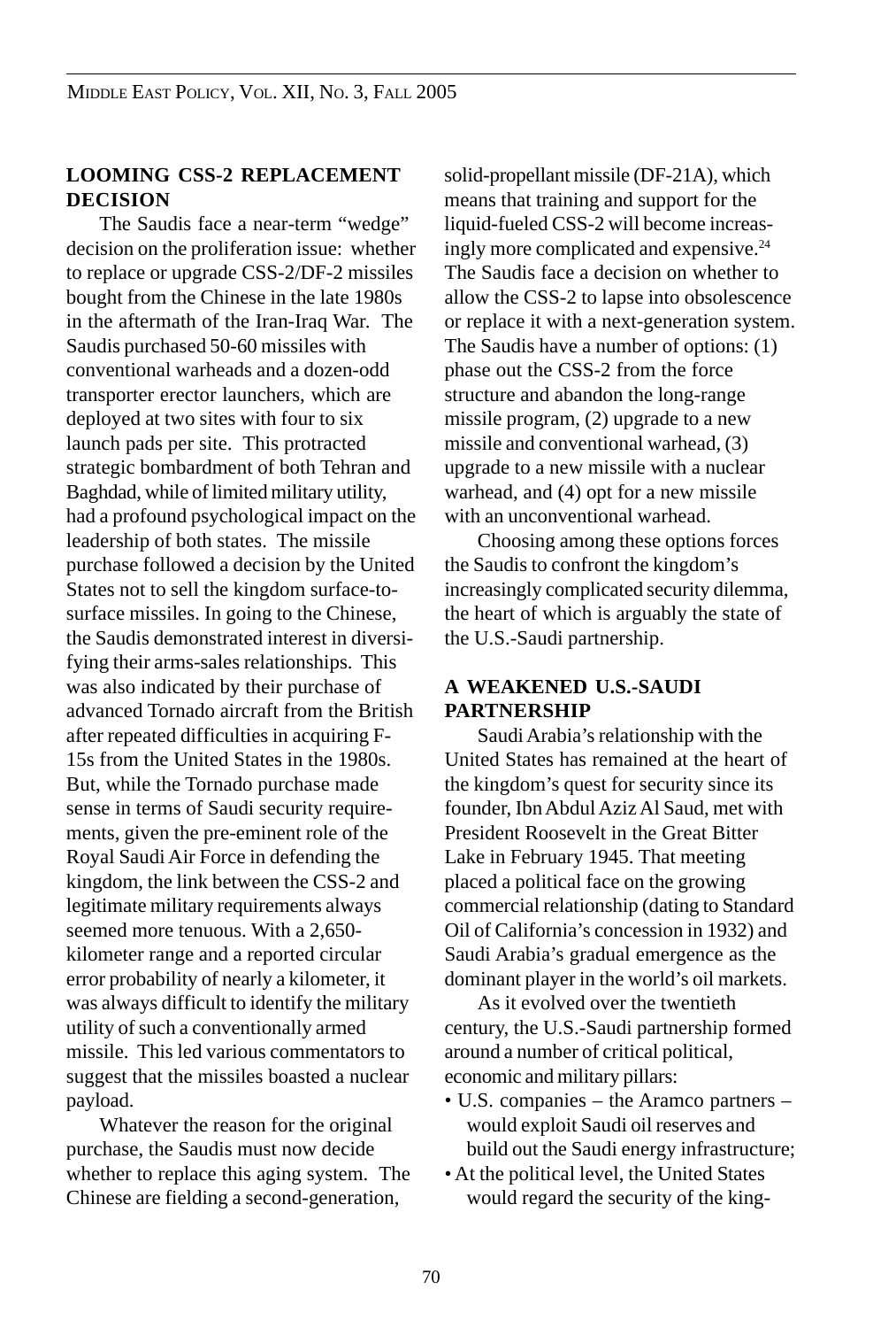## LOOMING CSS-2 REPLACEMENT DECISION

The Saudis face a near-term "wedge" decision on the proliferation issue: whether to replace or upgrade CSS-2/DF-2 missiles bought from the Chinese in the late 1980s in the aftermath of the Iran-Iraq War. The Saudis purchased 50-60 missiles with conventional warheads and a dozen-odd transporter erector launchers, which are deployed at two sites with four to six launch pads per site. This protracted strategic bombardment of both Tehran and Baghdad, while of limited military utility, had a profound psychological impact on the leadership of both states. The missile purchase followed a decision by the United States not to sell the kingdom surface-to-surface missiles. In going to the Chinese, the Saudis demonstrated interest in diversifying their arms-sales relationships. This was also indicated by their purchase of advanced Tornado aircraft from the British after repeated difficulties in acquiring F-15s from the United States in the 1980s. But, while the Tornado purchase made sense in terms of Saudi security requirements, given the pre-eminent role of the Royal Saudi Air Force in defending the kingdom, the link between the CSS-2 and legitimate military requirements always seemed more tenuous. With a 2,650-kilometer range and a reported circular error probability of nearly a kilometer, it was always difficult to identify the military utility of such a conventionally armed missile. This led various commentators to suggest that the missiles boasted a nuclear payload.

Whatever the reason for the original purchase, the Saudis must now decide whether to replace this aging system. The Chinese are fielding a second-generation, solid-propellant missile (DF-21A), which means that training and support for the liquid-fueled CSS-2 will become increasingly more complicated and expensive.[24] The Saudis face a decision on whether to allow the CSS-2 to lapse into obsolescence or replace it with a next-generation system. The Saudis have a number of options: (1) phase out the CSS-2 from the force structure and abandon the long-range missile program, (2) upgrade to a new missile and conventional warhead, (3) upgrade to a new missile with a nuclear warhead, and (4) opt for a new missile with an unconventional warhead.

Choosing among these options forces the Saudis to confront the kingdom's increasingly complicated security dilemma, the heart of which is arguably the state of the U.S.-Saudi partnership.

## A WEAKENED U.S.-SAUDI PARTNERSHIP

Saudi Arabia's relationship with the United States has remained at the heart of the kingdom's quest for security since its founder, Ibn Abdul Aziz Al Saud, met with President Roosevelt in the Great Bitter Lake in February 1945. That meeting placed a political face on the growing commercial relationship (dating to Standard Oil of California's concession in 1932) and Saudi Arabia's gradual emergence as the dominant player in the world's oil markets.

As it evolved over the twentieth century, the U.S.-Saudi partnership formed around a number of critical political, economic and military pillars:

- U.S. companies – the Aramco partners – would exploit Saudi oil reserves and build out the Saudi energy infrastructure;
- At the political level, the United States would regard the security of the king-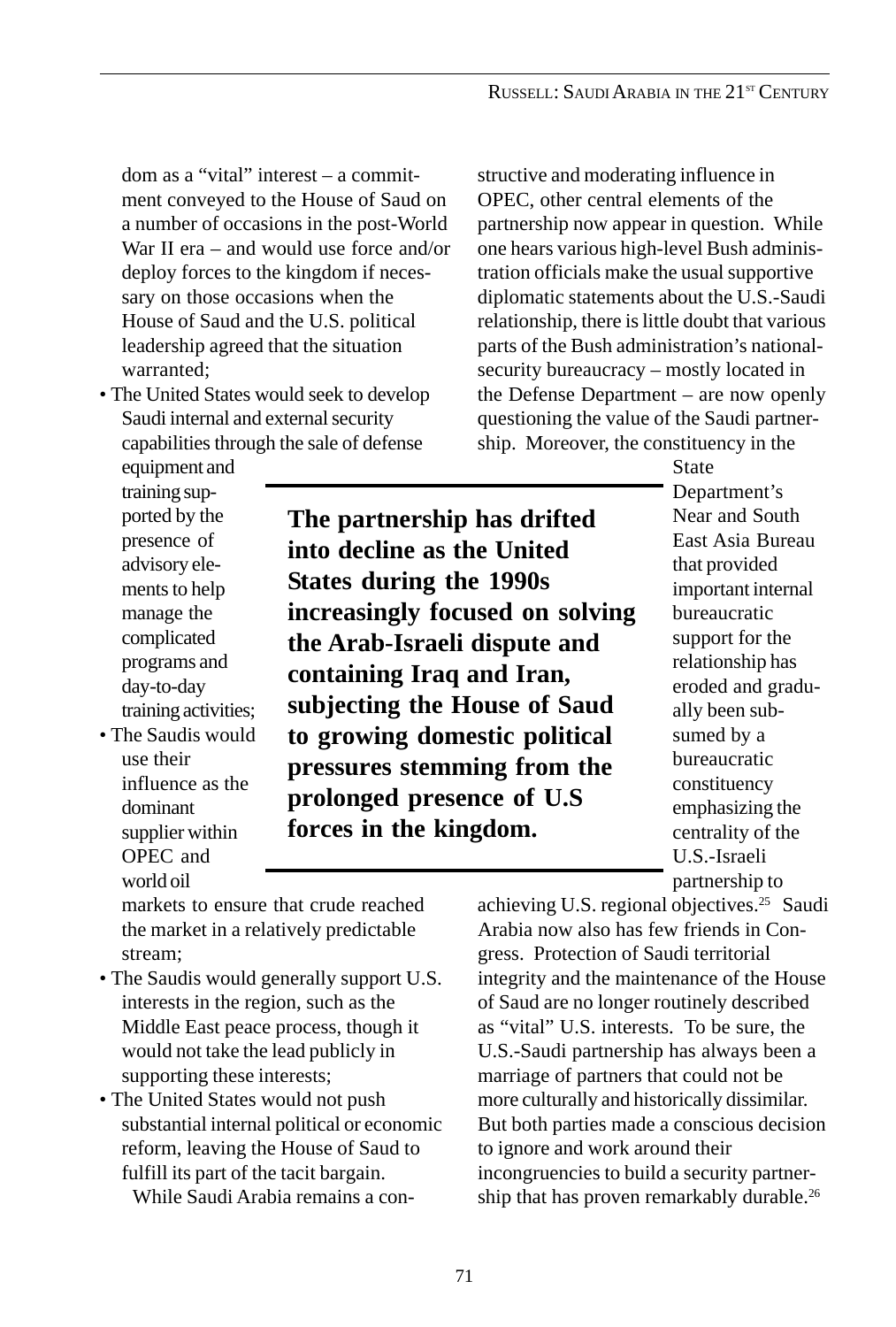dom as a "vital" interest – a commitment conveyed to the House of Saud on a number of occasions in the post-World War II era – and would use force and/or deploy forces to the kingdom if necessary on those occasions when the House of Saud and the U.S. political leadership agreed that the situation warranted;

- The United States would seek to develop Saudi internal and external security capabilities through the sale of defense equipment and training supported by the presence of advisory elements to help manage the complicated programs and day-to-day training activities;
- The Saudis would use their influence as the dominant supplier within OPEC and world oil markets to ensure that crude reached the market in a relatively predictable stream;
- The Saudis would generally support U.S. interests in the region, such as the Middle East peace process, though it would not take the lead publicly in supporting these interests;
- The United States would not push substantial internal political or economic reform, leaving the House of Saud to fulfill its part of the tacit bargain.

While Saudi Arabia remains a constructive and moderating influence in OPEC, other central elements of the partnership now appear in question. While one hears various high-level Bush administration officials make the usual supportive diplomatic statements about the U.S.-Saudi relationship, there is little doubt that various parts of the Bush administration's national-security bureaucracy – mostly located in the Defense Department – are now openly questioning the value of the Saudi partnership. Moreover, the constituency in the State Department's Near and South East Asia Bureau that provided important internal bureaucratic support for the relationship has eroded and gradually been subsumed by a bureaucratic constituency emphasizing the centrality of the U.S.-Israeli partnership to achieving U.S. regional objectives.[25] Saudi Arabia now also has few friends in Congress. Protection of Saudi territorial integrity and the maintenance of the House of Saud are no longer routinely described as "vital" U.S. interests. To be sure, the U.S.-Saudi partnership has always been a marriage of partners that could not be more culturally and historically dissimilar. But both parties made a conscious decision to ignore and work around their incongruencies to build a security partnership that has proven remarkably durable.[26]

**The partnership has drifted into decline as the United States during the 1990s increasingly focused on solving the Arab-Israeli dispute and containing Iraq and Iran, subjecting the House of Saud to growing domestic political pressures stemming from the prolonged presence of U.S forces in the kingdom.**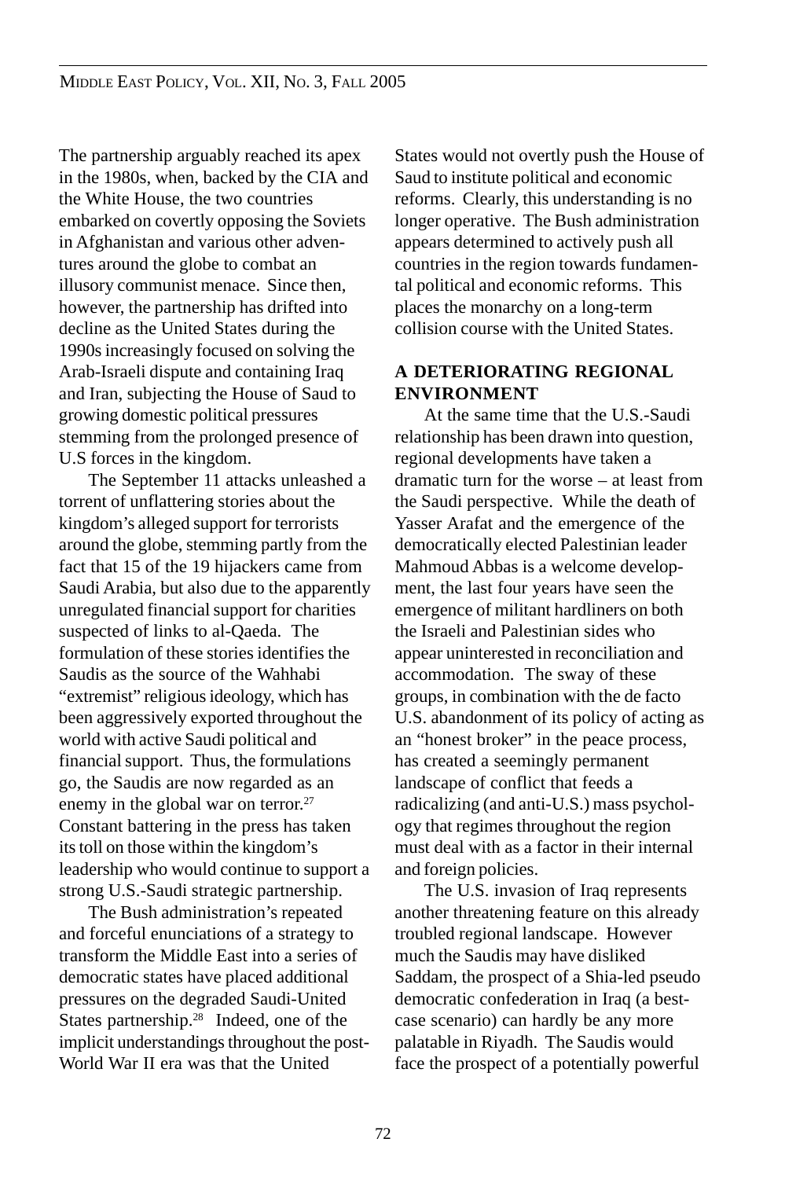The partnership arguably reached its apex in the 1980s, when, backed by the CIA and the White House, the two countries embarked on covertly opposing the Soviets in Afghanistan and various other adventures around the globe to combat an illusory communist menace. Since then, however, the partnership has drifted into decline as the United States during the 1990s increasingly focused on solving the Arab-Israeli dispute and containing Iraq and Iran, subjecting the House of Saud to growing domestic political pressures stemming from the prolonged presence of U.S forces in the kingdom.

The September 11 attacks unleashed a torrent of unflattering stories about the kingdom's alleged support for terrorists around the globe, stemming partly from the fact that 15 of the 19 hijackers came from Saudi Arabia, but also due to the apparently unregulated financial support for charities suspected of links to al-Qaeda. The formulation of these stories identifies the Saudis as the source of the Wahhabi "extremist" religious ideology, which has been aggressively exported throughout the world with active Saudi political and financial support. Thus, the formulations go, the Saudis are now regarded as an enemy in the global war on terror.[27] Constant battering in the press has taken its toll on those within the kingdom's leadership who would continue to support a strong U.S.-Saudi strategic partnership.

The Bush administration's repeated and forceful enunciations of a strategy to transform the Middle East into a series of democratic states have placed additional pressures on the degraded Saudi-United States partnership.[28] Indeed, one of the implicit understandings throughout the post-World War II era was that the United States would not overtly push the House of Saud to institute political and economic reforms. Clearly, this understanding is no longer operative. The Bush administration appears determined to actively push all countries in the region towards fundamental political and economic reforms. This places the monarchy on a long-term collision course with the United States.

## A DETERIORATING REGIONAL ENVIRONMENT

At the same time that the U.S.-Saudi relationship has been drawn into question, regional developments have taken a dramatic turn for the worse – at least from the Saudi perspective. While the death of Yasser Arafat and the emergence of the democratically elected Palestinian leader Mahmoud Abbas is a welcome development, the last four years have seen the emergence of militant hardliners on both the Israeli and Palestinian sides who appear uninterested in reconciliation and accommodation. The sway of these groups, in combination with the de facto U.S. abandonment of its policy of acting as an "honest broker" in the peace process, has created a seemingly permanent landscape of conflict that feeds a radicalizing (and anti-U.S.) mass psychology that regimes throughout the region must deal with as a factor in their internal and foreign policies.

The U.S. invasion of Iraq represents another threatening feature on this already troubled regional landscape. However much the Saudis may have disliked Saddam, the prospect of a Shia-led pseudo democratic confederation in Iraq (a best-case scenario) can hardly be any more palatable in Riyadh. The Saudis would face the prospect of a potentially powerful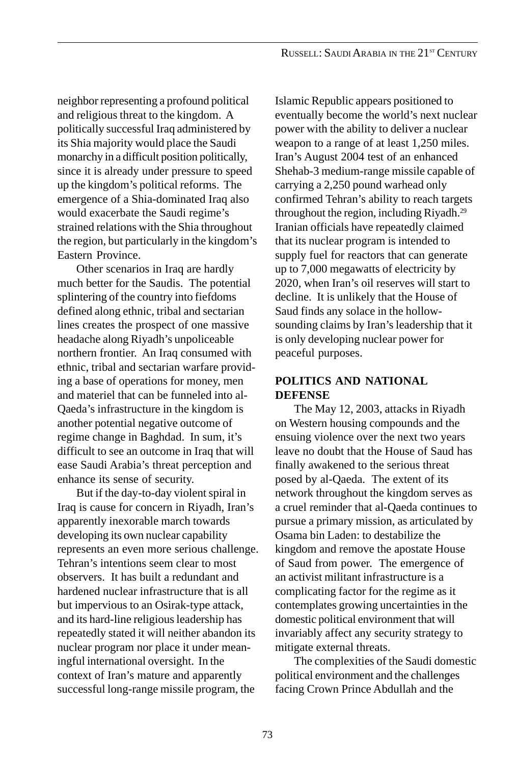neighbor representing a profound political and religious threat to the kingdom. A politically successful Iraq administered by its Shia majority would place the Saudi monarchy in a difficult position politically, since it is already under pressure to speed up the kingdom's political reforms. The emergence of a Shia-dominated Iraq also would exacerbate the Saudi regime's strained relations with the Shia throughout the region, but particularly in the kingdom's Eastern Province.

Other scenarios in Iraq are hardly much better for the Saudis. The potential splintering of the country into fiefdoms defined along ethnic, tribal and sectarian lines creates the prospect of one massive headache along Riyadh's unpoliceable northern frontier. An Iraq consumed with ethnic, tribal and sectarian warfare providing a base of operations for money, men and materiel that can be funneled into al-Qaeda's infrastructure in the kingdom is another potential negative outcome of regime change in Baghdad. In sum, it's difficult to see an outcome in Iraq that will ease Saudi Arabia's threat perception and enhance its sense of security.

But if the day-to-day violent spiral in Iraq is cause for concern in Riyadh, Iran's apparently inexorable march towards developing its own nuclear capability represents an even more serious challenge. Tehran's intentions seem clear to most observers. It has built a redundant and hardened nuclear infrastructure that is all but impervious to an Osirak-type attack, and its hard-line religious leadership has repeatedly stated it will neither abandon its nuclear program nor place it under meaningful international oversight. In the context of Iran's mature and apparently successful long-range missile program, the Islamic Republic appears positioned to eventually become the world's next nuclear power with the ability to deliver a nuclear weapon to a range of at least 1,250 miles. Iran's August 2004 test of an enhanced Shehab-3 medium-range missile capable of carrying a 2,250 pound warhead only confirmed Tehran's ability to reach targets throughout the region, including Riyadh.[29] Iranian officials have repeatedly claimed that its nuclear program is intended to supply fuel for reactors that can generate up to 7,000 megawatts of electricity by 2020, when Iran's oil reserves will start to decline. It is unlikely that the House of Saud finds any solace in the hollow-sounding claims by Iran's leadership that it is only developing nuclear power for peaceful purposes.

## POLITICS AND NATIONAL DEFENSE

The May 12, 2003, attacks in Riyadh on Western housing compounds and the ensuing violence over the next two years leave no doubt that the House of Saud has finally awakened to the serious threat posed by al-Qaeda. The extent of its network throughout the kingdom serves as a cruel reminder that al-Qaeda continues to pursue a primary mission, as articulated by Osama bin Laden: to destabilize the kingdom and remove the apostate House of Saud from power. The emergence of an activist militant infrastructure is a complicating factor for the regime as it contemplates growing uncertainties in the domestic political environment that will invariably affect any security strategy to mitigate external threats.

The complexities of the Saudi domestic political environment and the challenges facing Crown Prince Abdullah and the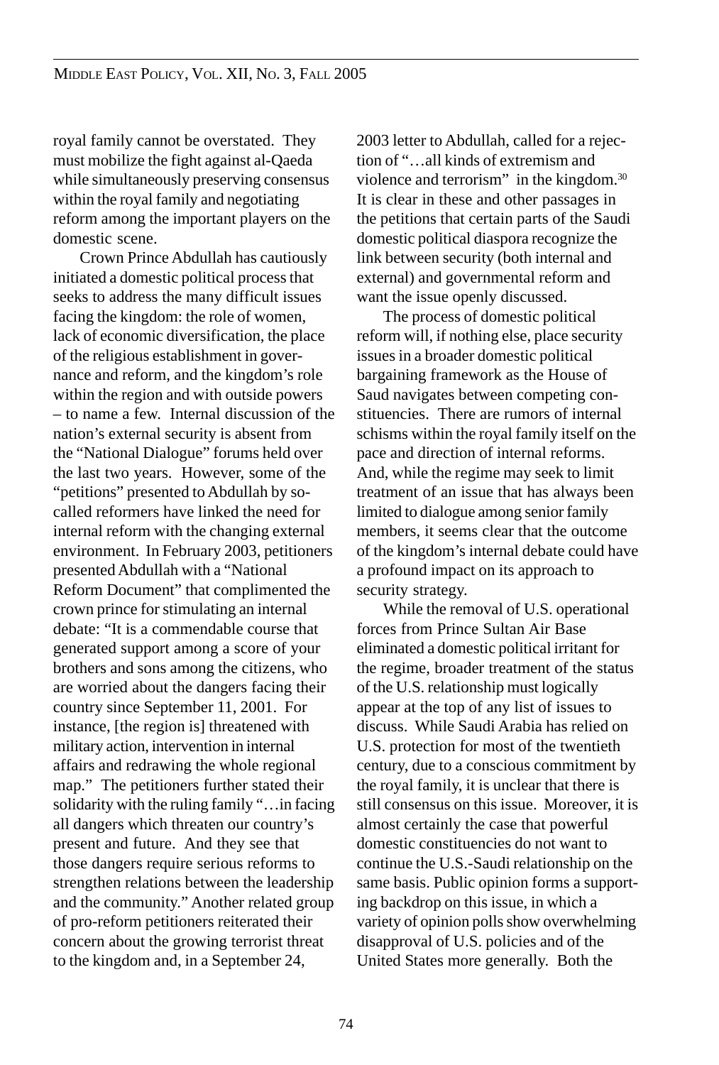royal family cannot be overstated. They must mobilize the fight against al-Qaeda while simultaneously preserving consensus within the royal family and negotiating reform among the important players on the domestic scene.

Crown Prince Abdullah has cautiously initiated a domestic political process that seeks to address the many difficult issues facing the kingdom: the role of women, lack of economic diversification, the place of the religious establishment in governance and reform, and the kingdom's role within the region and with outside powers – to name a few. Internal discussion of the nation's external security is absent from the "National Dialogue" forums held over the last two years. However, some of the "petitions" presented to Abdullah by so-called reformers have linked the need for internal reform with the changing external environment. In February 2003, petitioners presented Abdullah with a "National Reform Document" that complimented the crown prince for stimulating an internal debate: "It is a commendable course that generated support among a score of your brothers and sons among the citizens, who are worried about the dangers facing their country since September 11, 2001. For instance, [the region is] threatened with military action, intervention in internal affairs and redrawing the whole regional map." The petitioners further stated their solidarity with the ruling family "…in facing all dangers which threaten our country's present and future. And they see that those dangers require serious reforms to strengthen relations between the leadership and the community." Another related group of pro-reform petitioners reiterated their concern about the growing terrorist threat to the kingdom and, in a September 24, 2003 letter to Abdullah, called for a rejection of "…all kinds of extremism and violence and terrorism" in the kingdom.[30] It is clear in these and other passages in the petitions that certain parts of the Saudi domestic political diaspora recognize the link between security (both internal and external) and governmental reform and want the issue openly discussed.

The process of domestic political reform will, if nothing else, place security issues in a broader domestic political bargaining framework as the House of Saud navigates between competing constituencies. There are rumors of internal schisms within the royal family itself on the pace and direction of internal reforms. And, while the regime may seek to limit treatment of an issue that has always been limited to dialogue among senior family members, it seems clear that the outcome of the kingdom's internal debate could have a profound impact on its approach to security strategy.

While the removal of U.S. operational forces from Prince Sultan Air Base eliminated a domestic political irritant for the regime, broader treatment of the status of the U.S. relationship must logically appear at the top of any list of issues to discuss. While Saudi Arabia has relied on U.S. protection for most of the twentieth century, due to a conscious commitment by the royal family, it is unclear that there is still consensus on this issue. Moreover, it is almost certainly the case that powerful domestic constituencies do not want to continue the U.S.-Saudi relationship on the same basis. Public opinion forms a supporting backdrop on this issue, in which a variety of opinion polls show overwhelming disapproval of U.S. policies and of the United States more generally. Both the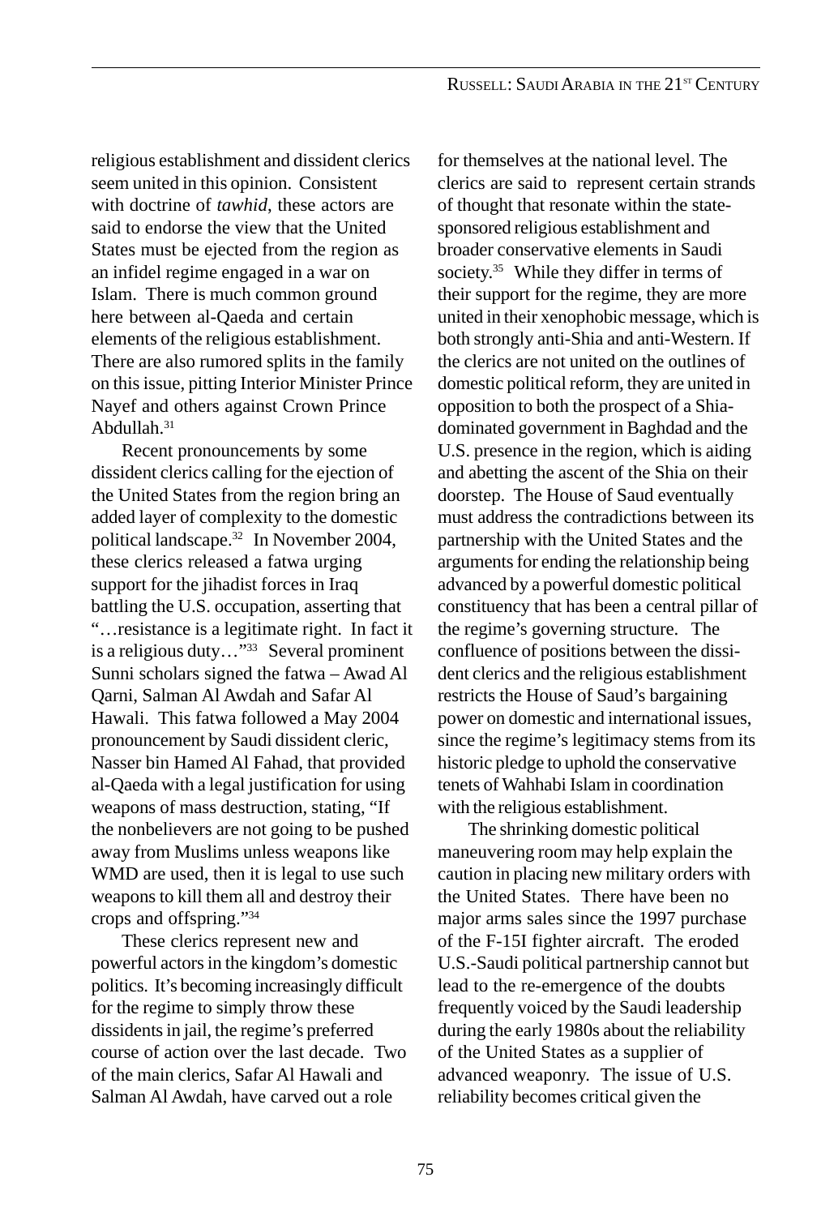religious establishment and dissident clerics seem united in this opinion. Consistent with doctrine of *tawhid*, these actors are said to endorse the view that the United States must be ejected from the region as an infidel regime engaged in a war on Islam. There is much common ground here between al-Qaeda and certain elements of the religious establishment. There are also rumored splits in the family on this issue, pitting Interior Minister Prince Nayef and others against Crown Prince Abdullah.[31]

Recent pronouncements by some dissident clerics calling for the ejection of the United States from the region bring an added layer of complexity to the domestic political landscape.[32] In November 2004, these clerics released a fatwa urging support for the jihadist forces in Iraq battling the U.S. occupation, asserting that "…resistance is a legitimate right. In fact it is a religious duty…"[33] Several prominent Sunni scholars signed the fatwa – Awad Al Qarni, Salman Al Awdah and Safar Al Hawali. This fatwa followed a May 2004 pronouncement by Saudi dissident cleric, Nasser bin Hamed Al Fahad, that provided al-Qaeda with a legal justification for using weapons of mass destruction, stating, "If the nonbelievers are not going to be pushed away from Muslims unless weapons like WMD are used, then it is legal to use such weapons to kill them all and destroy their crops and offspring."[34]

These clerics represent new and powerful actors in the kingdom's domestic politics. It's becoming increasingly difficult for the regime to simply throw these dissidents in jail, the regime's preferred course of action over the last decade. Two of the main clerics, Safar Al Hawali and Salman Al Awdah, have carved out a role for themselves at the national level. The clerics are said to represent certain strands of thought that resonate within the state-sponsored religious establishment and broader conservative elements in Saudi society.[35] While they differ in terms of their support for the regime, they are more united in their xenophobic message, which is both strongly anti-Shia and anti-Western. If the clerics are not united on the outlines of domestic political reform, they are united in opposition to both the prospect of a Shia-dominated government in Baghdad and the U.S. presence in the region, which is aiding and abetting the ascent of the Shia on their doorstep. The House of Saud eventually must address the contradictions between its partnership with the United States and the arguments for ending the relationship being advanced by a powerful domestic political constituency that has been a central pillar of the regime's governing structure. The confluence of positions between the dissident clerics and the religious establishment restricts the House of Saud's bargaining power on domestic and international issues, since the regime's legitimacy stems from its historic pledge to uphold the conservative tenets of Wahhabi Islam in coordination with the religious establishment.

The shrinking domestic political maneuvering room may help explain the caution in placing new military orders with the United States. There have been no major arms sales since the 1997 purchase of the F-15I fighter aircraft. The eroded U.S.-Saudi political partnership cannot but lead to the re-emergence of the doubts frequently voiced by the Saudi leadership during the early 1980s about the reliability of the United States as a supplier of advanced weaponry. The issue of U.S. reliability becomes critical given the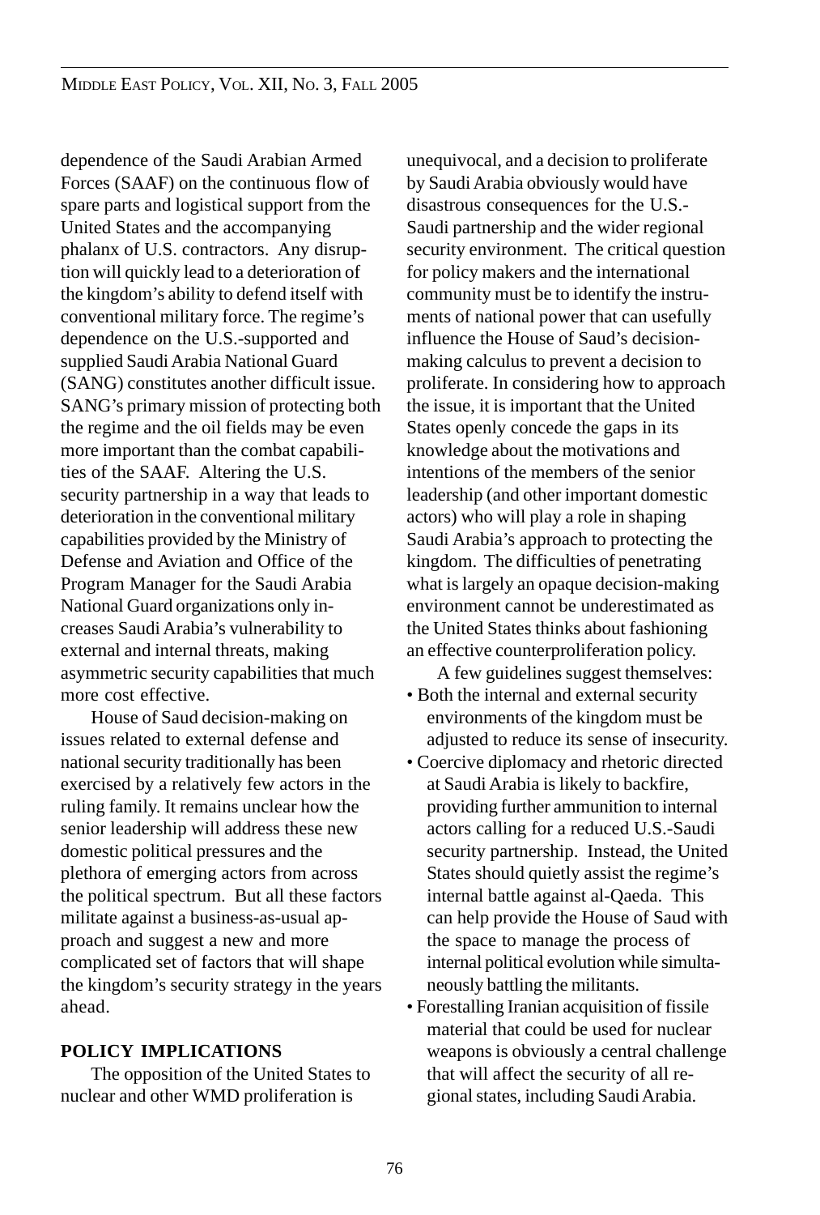dependence of the Saudi Arabian Armed Forces (SAAF) on the continuous flow of spare parts and logistical support from the United States and the accompanying phalanx of U.S. contractors. Any disruption will quickly lead to a deterioration of the kingdom's ability to defend itself with conventional military force. The regime's dependence on the U.S.-supported and supplied Saudi Arabia National Guard (SANG) constitutes another difficult issue. SANG's primary mission of protecting both the regime and the oil fields may be even more important than the combat capabilities of the SAAF. Altering the U.S. security partnership in a way that leads to deterioration in the conventional military capabilities provided by the Ministry of Defense and Aviation and Office of the Program Manager for the Saudi Arabia National Guard organizations only increases Saudi Arabia's vulnerability to external and internal threats, making asymmetric security capabilities that much more cost effective.

House of Saud decision-making on issues related to external defense and national security traditionally has been exercised by a relatively few actors in the ruling family. It remains unclear how the senior leadership will address these new domestic political pressures and the plethora of emerging actors from across the political spectrum. But all these factors militate against a business-as-usual approach and suggest a new and more complicated set of factors that will shape the kingdom's security strategy in the years ahead.

## POLICY IMPLICATIONS

The opposition of the United States to nuclear and other WMD proliferation is unequivocal, and a decision to proliferate by Saudi Arabia obviously would have disastrous consequences for the U.S.-Saudi partnership and the wider regional security environment. The critical question for policy makers and the international community must be to identify the instruments of national power that can usefully influence the House of Saud's decision-making calculus to prevent a decision to proliferate. In considering how to approach the issue, it is important that the United States openly concede the gaps in its knowledge about the motivations and intentions of the members of the senior leadership (and other important domestic actors) who will play a role in shaping Saudi Arabia's approach to protecting the kingdom. The difficulties of penetrating what is largely an opaque decision-making environment cannot be underestimated as the United States thinks about fashioning an effective counterproliferation policy.

A few guidelines suggest themselves:

- Both the internal and external security environments of the kingdom must be adjusted to reduce its sense of insecurity.
- Coercive diplomacy and rhetoric directed at Saudi Arabia is likely to backfire, providing further ammunition to internal actors calling for a reduced U.S.-Saudi security partnership. Instead, the United States should quietly assist the regime's internal battle against al-Qaeda. This can help provide the House of Saud with the space to manage the process of internal political evolution while simultaneously battling the militants.
- Forestalling Iranian acquisition of fissile material that could be used for nuclear weapons is obviously a central challenge that will affect the security of all regional states, including Saudi Arabia.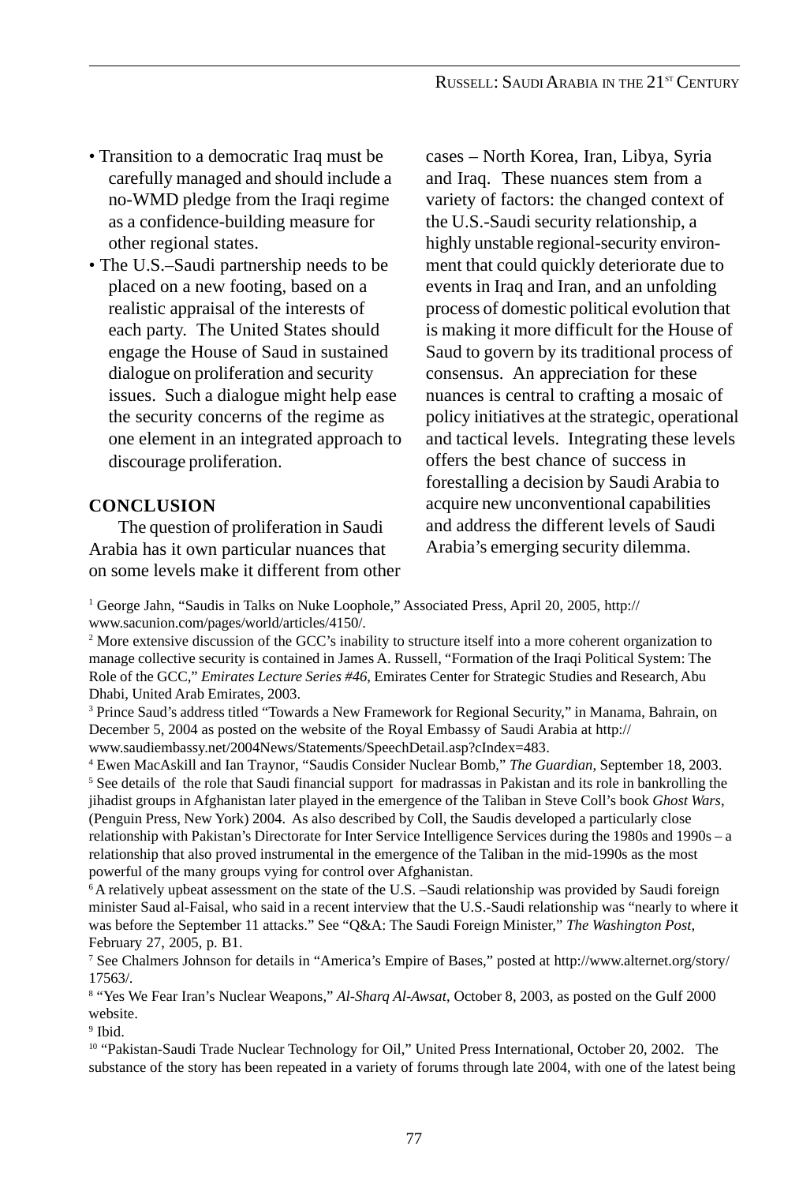- Transition to a democratic Iraq must be carefully managed and should include a no-WMD pledge from the Iraqi regime as a confidence-building measure for other regional states.
- The U.S.–Saudi partnership needs to be placed on a new footing, based on a realistic appraisal of the interests of each party. The United States should engage the House of Saud in sustained dialogue on proliferation and security issues. Such a dialogue might help ease the security concerns of the regime as one element in an integrated approach to discourage proliferation.

## CONCLUSION

The question of proliferation in Saudi Arabia has it own particular nuances that on some levels make it different from other cases – North Korea, Iran, Libya, Syria and Iraq. These nuances stem from a variety of factors: the changed context of the U.S.-Saudi security relationship, a highly unstable regional-security environment that could quickly deteriorate due to events in Iraq and Iran, and an unfolding process of domestic political evolution that is making it more difficult for the House of Saud to govern by its traditional process of consensus. An appreciation for these nuances is central to crafting a mosaic of policy initiatives at the strategic, operational and tactical levels. Integrating these levels offers the best chance of success in forestalling a decision by Saudi Arabia to acquire new unconventional capabilities and address the different levels of Saudi Arabia's emerging security dilemma.

[1] George Jahn, "Saudis in Talks on Nuke Loophole," Associated Press, April 20, 2005, http://www.sacunion.com/pages/world/articles/4150/.

[2] More extensive discussion of the GCC's inability to structure itself into a more coherent organization to manage collective security is contained in James A. Russell, "Formation of the Iraqi Political System: The Role of the GCC," *Emirates Lecture Series #46*, Emirates Center for Strategic Studies and Research, Abu Dhabi, United Arab Emirates, 2003.

[3] Prince Saud's address titled "Towards a New Framework for Regional Security," in Manama, Bahrain, on December 5, 2004 as posted on the website of the Royal Embassy of Saudi Arabia at http://www.saudiembassy.net/2004News/Statements/SpeechDetail.asp?cIndex=483.

[4] Ewen MacAskill and Ian Traynor, "Saudis Consider Nuclear Bomb," *The Guardian*, September 18, 2003.

[5] See details of the role that Saudi financial support for madrassas in Pakistan and its role in bankrolling the jihadist groups in Afghanistan later played in the emergence of the Taliban in Steve Coll's book *Ghost Wars*, (Penguin Press, New York) 2004. As also described by Coll, the Saudis developed a particularly close relationship with Pakistan's Directorate for Inter Service Intelligence Services during the 1980s and 1990s – a relationship that also proved instrumental in the emergence of the Taliban in the mid-1990s as the most powerful of the many groups vying for control over Afghanistan.

[6] A relatively upbeat assessment on the state of the U.S. –Saudi relationship was provided by Saudi foreign minister Saud al-Faisal, who said in a recent interview that the U.S.-Saudi relationship was "nearly to where it was before the September 11 attacks." See "Q&A: The Saudi Foreign Minister," *The Washington Post*, February 27, 2005, p. B1.

[7] See Chalmers Johnson for details in "America's Empire of Bases," posted at http://www.alternet.org/story/17563/.

[8] "Yes We Fear Iran's Nuclear Weapons," *Al-Sharq Al-Awsat*, October 8, 2003, as posted on the Gulf 2000 website.

[9] Ibid.

[10] "Pakistan-Saudi Trade Nuclear Technology for Oil," United Press International, October 20, 2002. The substance of the story has been repeated in a variety of forums through late 2004, with one of the latest being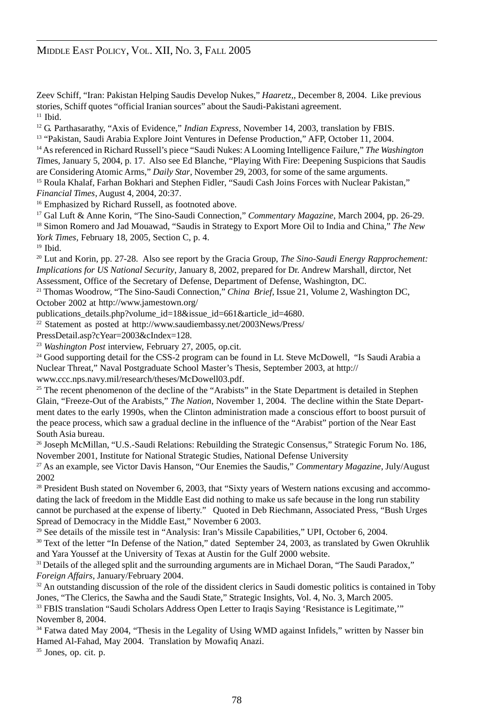Zeev Schiff, "Iran: Pakistan Helping Saudis Develop Nukes," *Haaretz*,, December 8, 2004. Like previous stories, Schiff quotes "official Iranian sources" about the Saudi-Pakistani agreement.

[11] Ibid.

[12] G. Parthasarathy, "Axis of Evidence," *Indian Express*, November 14, 2003, translation by FBIS.

[13] "Pakistan, Saudi Arabia Explore Joint Ventures in Defense Production," AFP, October 11, 2004.

[14] As referenced in Richard Russell's piece "Saudi Nukes: A Looming Intelligence Failure," *The Washington Ti*mes, January 5, 2004, p. 17. Also see Ed Blanche, "Playing With Fire: Deepening Suspicions that Saudis are Considering Atomic Arms," *Daily Star*, November 29, 2003, for some of the same arguments.

[15] Roula Khalaf, Farhan Bokhari and Stephen Fidler, "Saudi Cash Joins Forces with Nuclear Pakistan," *Financial Times*, August 4, 2004, 20:37.

[16] Emphasized by Richard Russell, as footnoted above.

[17] Gal Luft & Anne Korin, "The Sino-Saudi Connection," *Commentary Magazine*, March 2004, pp. 26-29.

[18] Simon Romero and Jad Mouawad, "Saudis in Strategy to Export More Oil to India and China," *The New York Times*, February 18, 2005, Section C, p. 4.

[19] Ibid.

[20] Lut and Korin, pp. 27-28. Also see report by the Gracia Group, *The Sino-Saudi Energy Rapprochement: Implications for US National Security*, January 8, 2002, prepared for Dr. Andrew Marshall, dirctor, Net Assessment, Office of the Secretary of Defense, Department of Defense, Washington, DC.

[21] Thomas Woodrow, "The Sino-Saudi Connection," *China Brief*, Issue 21, Volume 2, Washington DC, October 2002 at http://www.jamestown.org/publications_details.php?volume_id=18&issue_id=661&article_id=4680.

[22] Statement as posted at http://www.saudiembassy.net/2003News/Press/PressDetail.asp?cYear=2003&cIndex=128.

[23] *Washington Post* interview, February 27, 2005, op.cit.

[24] Good supporting detail for the CSS-2 program can be found in Lt. Steve McDowell, "Is Saudi Arabia a Nuclear Threat," Naval Postgraduate School Master's Thesis, September 2003, at http://www.ccc.nps.navy.mil/research/theses/McDowell03.pdf.

[25] The recent phenomenon of the decline of the "Arabists" in the State Department is detailed in Stephen Glain, "Freeze-Out of the Arabists," *The Nation*, November 1, 2004. The decline within the State Department dates to the early 1990s, when the Clinton administration made a conscious effort to boost pursuit of the peace process, which saw a gradual decline in the influence of the "Arabist" portion of the Near East South Asia bureau.

[26] Joseph McMillan, "U.S.-Saudi Relations: Rebuilding the Strategic Consensus," Strategic Forum No. 186, November 2001, Institute for National Strategic Studies, National Defense University

[27] As an example, see Victor Davis Hanson, "Our Enemies the Saudis," *Commentary Magazine*, July/August 2002

[28] President Bush stated on November 6, 2003, that "Sixty years of Western nations excusing and accommodating the lack of freedom in the Middle East did nothing to make us safe because in the long run stability cannot be purchased at the expense of liberty." Quoted in Deb Riechmann, Associated Press, "Bush Urges Spread of Democracy in the Middle East," November 6 2003.

[29] See details of the missile test in "Analysis: Iran's Missile Capabilities," UPI, October 6, 2004.

[30] Text of the letter "In Defense of the Nation," dated September 24, 2003, as translated by Gwen Okruhlik and Yara Youssef at the University of Texas at Austin for the Gulf 2000 website.

[31] Details of the alleged split and the surrounding arguments are in Michael Doran, "The Saudi Paradox," *Foreign Affairs*, January/February 2004.

[32] An outstanding discussion of the role of the dissident clerics in Saudi domestic politics is contained in Toby Jones, "The Clerics, the Sawha and the Saudi State," Strategic Insights, Vol. 4, No. 3, March 2005.

[33] FBIS translation "Saudi Scholars Address Open Letter to Iraqis Saying 'Resistance is Legitimate,'" November 8, 2004.

[34] Fatwa dated May 2004, "Thesis in the Legality of Using WMD against Infidels," written by Nasser bin Hamed Al-Fahad, May 2004. Translation by Mowafiq Anazi.

[35] Jones, op. cit. p.